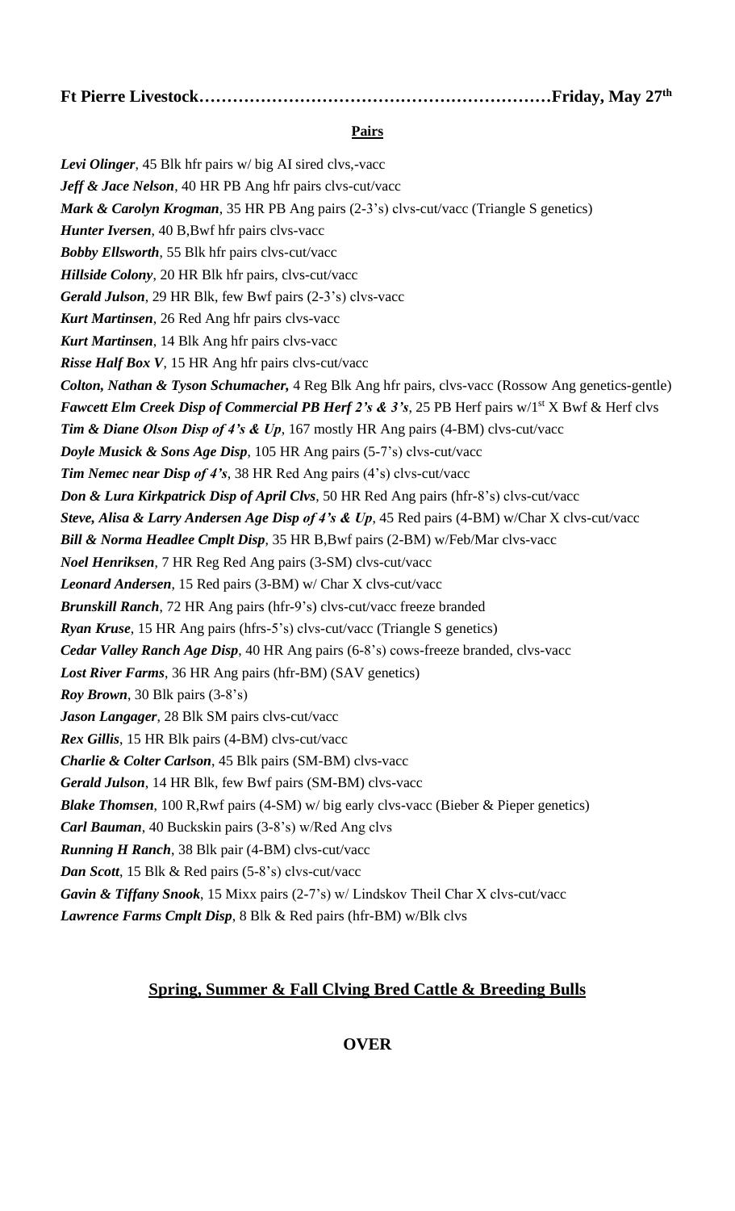**Ft Pierre Livestock……………………………………………………Friday, May 27th**

**Pairs**

***Levi Olinger***, 45 Blk hfr pairs w/ big AI sired clvs,-vacc
***Jeff & Jace Nelson***, 40 HR PB Ang hfr pairs clvs-cut/vacc
***Mark & Carolyn Krogman***, 35 HR PB Ang pairs (2-3's) clvs-cut/vacc (Triangle S genetics)
***Hunter Iversen***, 40 B,Bwf hfr pairs clvs-vacc
***Bobby Ellsworth***, 55 Blk hfr pairs clvs-cut/vacc
***Hillside Colony***, 20 HR Blk hfr pairs, clvs-cut/vacc
***Gerald Julson***, 29 HR Blk, few Bwf pairs (2-3's) clvs-vacc
***Kurt Martinsen***, 26 Red Ang hfr pairs clvs-vacc
***Kurt Martinsen***, 14 Blk Ang hfr pairs clvs-vacc
***Risse Half Box V***, 15 HR Ang hfr pairs clvs-cut/vacc
***Colton, Nathan & Tyson Schumacher,*** 4 Reg Blk Ang hfr pairs, clvs-vacc (Rossow Ang genetics-gentle)
***Fawcett Elm Creek Disp of Commercial PB Herf 2's & 3's***, 25 PB Herf pairs w/1st X Bwf & Herf clvs
***Tim & Diane Olson Disp of 4's & Up***, 167 mostly HR Ang pairs (4-BM) clvs-cut/vacc
***Doyle Musick & Sons Age Disp***, 105 HR Ang pairs (5-7's) clvs-cut/vacc
***Tim Nemec near Disp of 4's***, 38 HR Red Ang pairs (4's) clvs-cut/vacc
***Don & Lura Kirkpatrick Disp of April Clvs***, 50 HR Red Ang pairs (hfr-8's) clvs-cut/vacc
***Steve, Alisa & Larry Andersen Age Disp of 4's & Up***, 45 Red pairs (4-BM) w/Char X clvs-cut/vacc
***Bill & Norma Headlee Cmplt Disp***, 35 HR B,Bwf pairs (2-BM) w/Feb/Mar clvs-vacc
***Noel Henriksen***, 7 HR Reg Red Ang pairs (3-SM) clvs-cut/vacc
***Leonard Andersen***, 15 Red pairs (3-BM) w/ Char X clvs-cut/vacc
***Brunskill Ranch***, 72 HR Ang pairs (hfr-9's) clvs-cut/vacc freeze branded
***Ryan Kruse***, 15 HR Ang pairs (hfrs-5's) clvs-cut/vacc (Triangle S genetics)
***Cedar Valley Ranch Age Disp***, 40 HR Ang pairs (6-8's) cows-freeze branded, clvs-vacc
***Lost River Farms***, 36 HR Ang pairs (hfr-BM) (SAV genetics)
***Roy Brown***, 30 Blk pairs (3-8's)
***Jason Langager***, 28 Blk SM pairs clvs-cut/vacc
***Rex Gillis***, 15 HR Blk pairs (4-BM) clvs-cut/vacc
***Charlie & Colter Carlson***, 45 Blk pairs (SM-BM) clvs-vacc
***Gerald Julson***, 14 HR Blk, few Bwf pairs (SM-BM) clvs-vacc
***Blake Thomsen***, 100 R,Rwf pairs (4-SM) w/ big early clvs-vacc (Bieber & Pieper genetics)
***Carl Bauman***, 40 Buckskin pairs (3-8's) w/Red Ang clvs
***Running H Ranch***, 38 Blk pair (4-BM) clvs-cut/vacc
***Dan Scott***, 15 Blk & Red pairs (5-8's) clvs-cut/vacc
***Gavin & Tiffany Snook***, 15 Mixx pairs (2-7's) w/ Lindskov Theil Char X clvs-cut/vacc
***Lawrence Farms Cmplt Disp***, 8 Blk & Red pairs (hfr-BM) w/Blk clvs

**Spring, Summer & Fall Clving Bred Cattle & Breeding Bulls**

**OVER**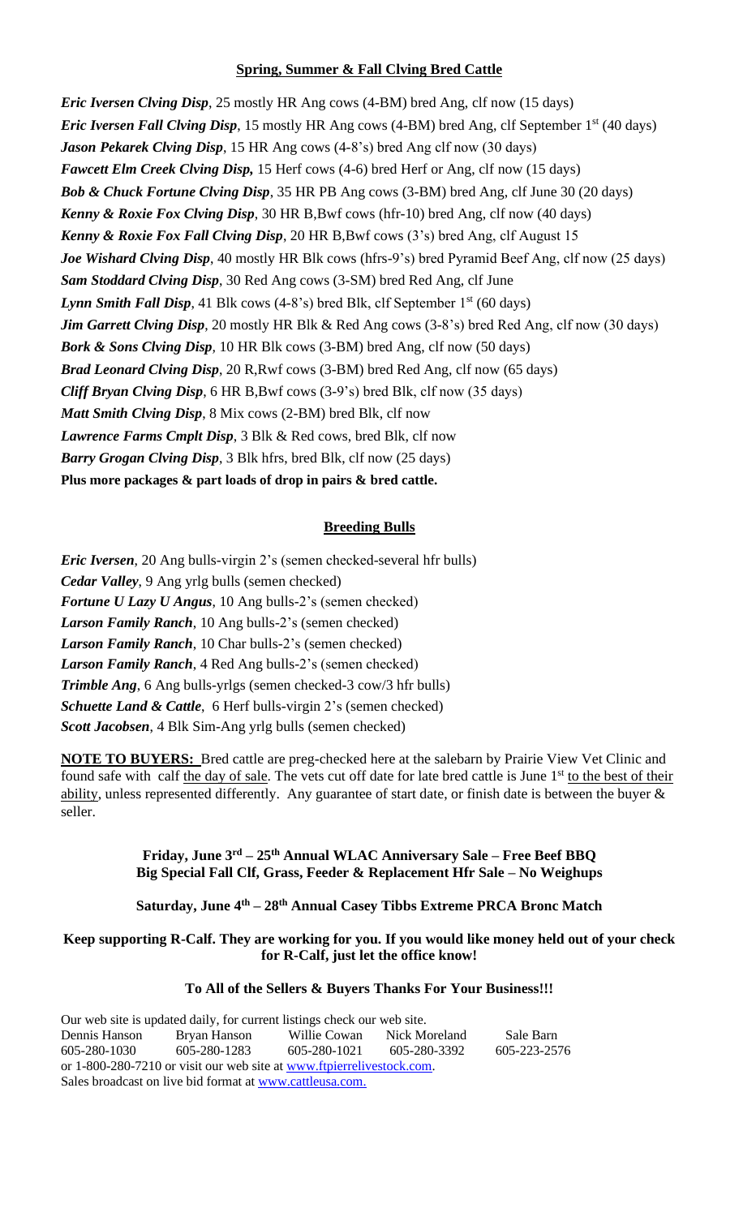## Spring, Summer & Fall Clving Bred Cattle

***Eric Iversen Clving Disp***, 25 mostly HR Ang cows (4-BM) bred Ang, clf now (15 days)
***Eric Iversen Fall Clving Disp***, 15 mostly HR Ang cows (4-BM) bred Ang, clf September 1st (40 days)
***Jason Pekarek Clving Disp***, 15 HR Ang cows (4-8's) bred Ang clf now (30 days)
***Fawcett Elm Creek Clving Disp,*** 15 Herf cows (4-6) bred Herf or Ang, clf now (15 days)
***Bob & Chuck Fortune Clving Disp***, 35 HR PB Ang cows (3-BM) bred Ang, clf June 30 (20 days)
***Kenny & Roxie Fox Clving Disp***, 30 HR B,Bwf cows (hfr-10) bred Ang, clf now (40 days)
***Kenny & Roxie Fox Fall Clving Disp***, 20 HR B,Bwf cows (3's) bred Ang, clf August 15
***Joe Wishard Clving Disp***, 40 mostly HR Blk cows (hfrs-9's) bred Pyramid Beef Ang, clf now (25 days)
***Sam Stoddard Clving Disp***, 30 Red Ang cows (3-SM) bred Red Ang, clf June
***Lynn Smith Fall Disp***, 41 Blk cows (4-8's) bred Blk, clf September 1st (60 days)
***Jim Garrett Clving Disp***, 20 mostly HR Blk & Red Ang cows (3-8's) bred Red Ang, clf now (30 days)
***Bork & Sons Clving Disp***, 10 HR Blk cows (3-BM) bred Ang, clf now (50 days)
***Brad Leonard Clving Disp***, 20 R,Rwf cows (3-BM) bred Red Ang, clf now (65 days)
***Cliff Bryan Clving Disp***, 6 HR B,Bwf cows (3-9's) bred Blk, clf now (35 days)
***Matt Smith Clving Disp***, 8 Mix cows (2-BM) bred Blk, clf now
***Lawrence Farms Cmplt Disp***, 3 Blk & Red cows, bred Blk, clf now
***Barry Grogan Clving Disp***, 3 Blk hfrs, bred Blk, clf now (25 days)
**Plus more packages & part loads of drop in pairs & bred cattle.**

## Breeding Bulls

***Eric Iversen***, 20 Ang bulls-virgin 2's (semen checked-several hfr bulls)
***Cedar Valley***, 9 Ang yrlg bulls (semen checked)
***Fortune U Lazy U Angus***, 10 Ang bulls-2's (semen checked)
***Larson Family Ranch***, 10 Ang bulls-2's (semen checked)
***Larson Family Ranch***, 10 Char bulls-2's (semen checked)
***Larson Family Ranch***, 4 Red Ang bulls-2's (semen checked)
***Trimble Ang***, 6 Ang bulls-yrlgs (semen checked-3 cow/3 hfr bulls)
***Schuette Land & Cattle***, 6 Herf bulls-virgin 2's (semen checked)
***Scott Jacobsen***, 4 Blk Sim-Ang yrlg bulls (semen checked)

**NOTE TO BUYERS:** Bred cattle are preg-checked here at the salebarn by Prairie View Vet Clinic and found safe with calf the day of sale. The vets cut off date for late bred cattle is June 1st to the best of their ability, unless represented differently. Any guarantee of start date, or finish date is between the buyer & seller.

**Friday, June 3rd – 25th Annual WLAC Anniversary Sale – Free Beef BBQ**
**Big Special Fall Clf, Grass, Feeder & Replacement Hfr Sale – No Weighups**

**Saturday, June 4th – 28th Annual Casey Tibbs Extreme PRCA Bronc Match**

**Keep supporting R-Calf. They are working for you. If you would like money held out of your check for R-Calf, just let the office know!**

**To All of the Sellers & Buyers Thanks For Your Business!!!**

Our web site is updated daily, for current listings check our web site.

| Dennis Hanson | Bryan Hanson | Willie Cowan | Nick Moreland | Sale Barn |
|---|---|---|---|---|
| 605-280-1030 | 605-280-1283 | 605-280-1021 | 605-280-3392 | 605-223-2576 |

or 1-800-280-7210 or visit our web site at www.ftpierrelivestock.com.
Sales broadcast on live bid format at www.cattleusa.com.